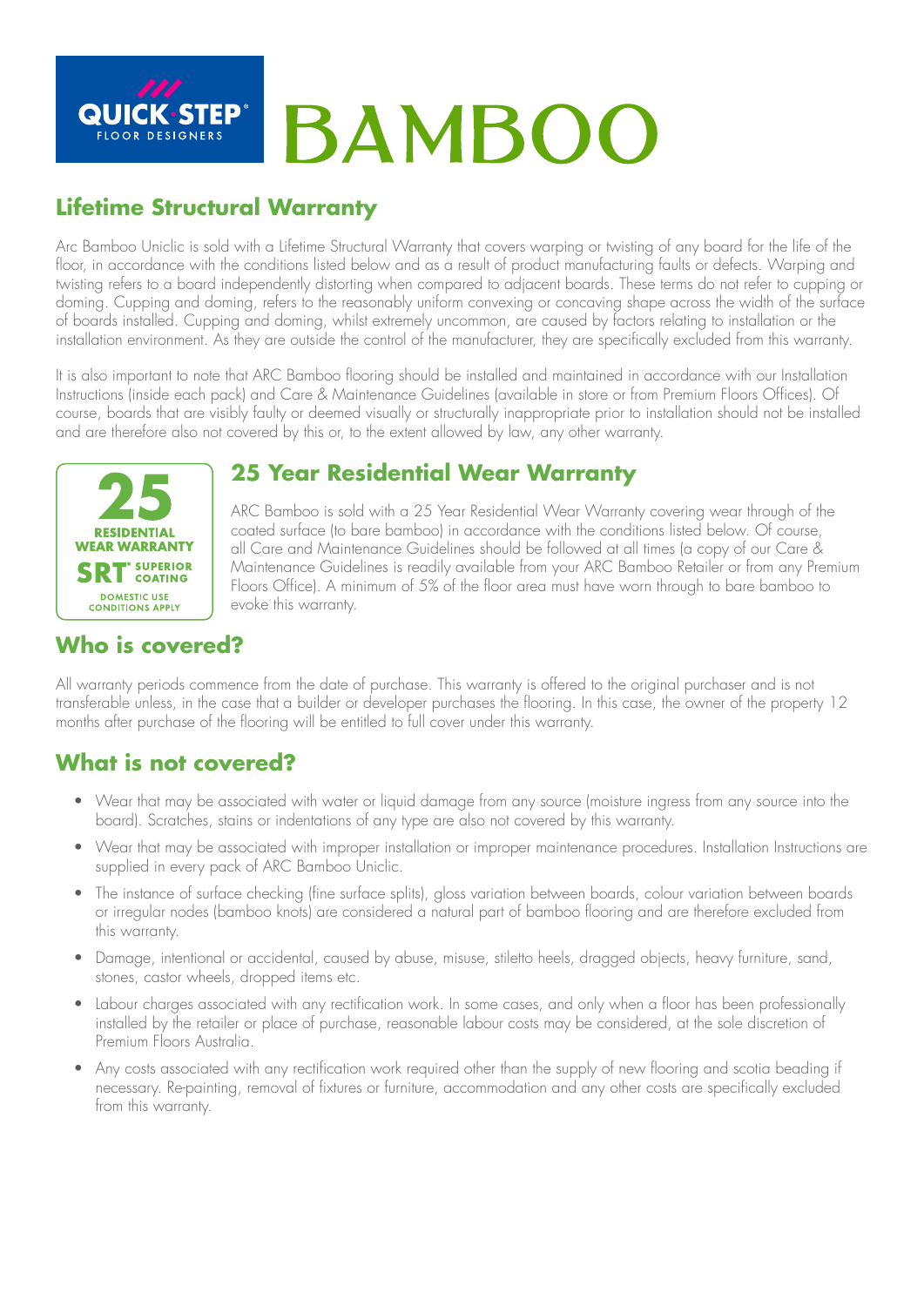# BAMBOO

## Lifetime Structural Warranty

Arc Bamboo Uniclic is sold with a Lifetime Structural Warranty that covers warping or twisting of any board for the life of the floor, in accordance with the conditions listed below and as a result of product manufacturing faults or defects. Warping and twisting refers to a board independently distorting when compared to adjacent boards. These terms do not refer to cupping or doming. Cupping and doming, refers to the reasonably uniform convexing or concaving shape across the width of the surface of boards installed. Cupping and doming, whilst extremely uncommon, are caused by factors relating to installation or the installation environment. As they are outside the control of the manufacturer, they are specifically excluded from this warranty.

It is also important to note that ARC Bamboo flooring should be installed and maintained in accordance with our Installation Instructions (inside each pack) and Care & Maintenance Guidelines (available in store or from Premium Floors Offices). Of course, boards that are visibly faulty or deemed visually or structurally inappropriate prior to installation should not be installed and are therefore also not covered by this or, to the extent allowed by law, any other warranty.

25 RESIDENTIAL WEAR WARRANTY
SRT® SUPERIOR COATING
DOMESTIC USE CONDITIONS APPLY

## 25 Year Residential Wear Warranty

ARC Bamboo is sold with a 25 Year Residential Wear Warranty covering wear through of the coated surface (to bare bamboo) in accordance with the conditions listed below. Of course, all Care and Maintenance Guidelines should be followed at all times (a copy of our Care & Maintenance Guidelines is readily available from your ARC Bamboo Retailer or from any Premium Floors Office). A minimum of 5% of the floor area must have worn through to bare bamboo to evoke this warranty.

## Who is covered?

All warranty periods commence from the date of purchase. This warranty is offered to the original purchaser and is not transferable unless, in the case that a builder or developer purchases the flooring. In this case, the owner of the property 12 months after purchase of the flooring will be entitled to full cover under this warranty.

## What is not covered?

- Wear that may be associated with water or liquid damage from any source (moisture ingress from any source into the board). Scratches, stains or indentations of any type are also not covered by this warranty.
- Wear that may be associated with improper installation or improper maintenance procedures. Installation Instructions are supplied in every pack of ARC Bamboo Uniclic.
- The instance of surface checking (fine surface splits), gloss variation between boards, colour variation between boards or irregular nodes (bamboo knots) are considered a natural part of bamboo flooring and are therefore excluded from this warranty.
- Damage, intentional or accidental, caused by abuse, misuse, stiletto heels, dragged objects, heavy furniture, sand, stones, castor wheels, dropped items etc.
- Labour charges associated with any rectification work. In some cases, and only when a floor has been professionally installed by the retailer or place of purchase, reasonable labour costs may be considered, at the sole discretion of Premium Floors Australia.
- Any costs associated with any rectification work required other than the supply of new flooring and scotia beading if necessary. Re-painting, removal of fixtures or furniture, accommodation and any other costs are specifically excluded from this warranty.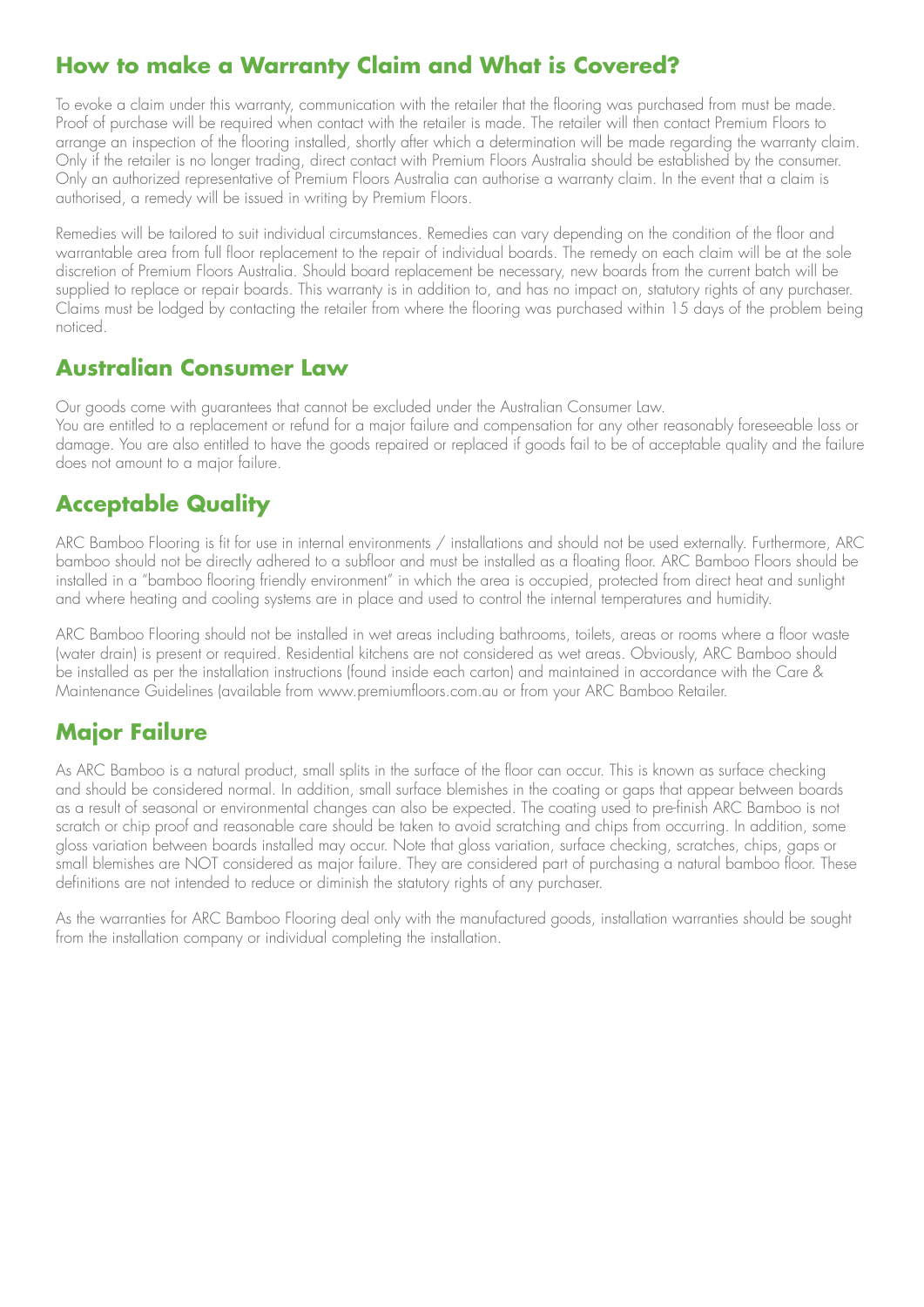## How to make a Warranty Claim and What is Covered?

To evoke a claim under this warranty, communication with the retailer that the flooring was purchased from must be made. Proof of purchase will be required when contact with the retailer is made. The retailer will then contact Premium Floors to arrange an inspection of the flooring installed, shortly after which a determination will be made regarding the warranty claim. Only if the retailer is no longer trading, direct contact with Premium Floors Australia should be established by the consumer. Only an authorized representative of Premium Floors Australia can authorise a warranty claim. In the event that a claim is authorised, a remedy will be issued in writing by Premium Floors.

Remedies will be tailored to suit individual circumstances. Remedies can vary depending on the condition of the floor and warrantable area from full floor replacement to the repair of individual boards. The remedy on each claim will be at the sole discretion of Premium Floors Australia. Should board replacement be necessary, new boards from the current batch will be supplied to replace or repair boards. This warranty is in addition to, and has no impact on, statutory rights of any purchaser. Claims must be lodged by contacting the retailer from where the flooring was purchased within 15 days of the problem being noticed.

## Australian Consumer Law

Our goods come with guarantees that cannot be excluded under the Australian Consumer Law.
You are entitled to a replacement or refund for a major failure and compensation for any other reasonably foreseeable loss or damage. You are also entitled to have the goods repaired or replaced if goods fail to be of acceptable quality and the failure does not amount to a major failure.

## Acceptable Quality

ARC Bamboo Flooring is fit for use in internal environments / installations and should not be used externally. Furthermore, ARC bamboo should not be directly adhered to a subfloor and must be installed as a floating floor. ARC Bamboo Floors should be installed in a "bamboo flooring friendly environment" in which the area is occupied, protected from direct heat and sunlight and where heating and cooling systems are in place and used to control the internal temperatures and humidity.

ARC Bamboo Flooring should not be installed in wet areas including bathrooms, toilets, areas or rooms where a floor waste (water drain) is present or required. Residential kitchens are not considered as wet areas. Obviously, ARC Bamboo should be installed as per the installation instructions (found inside each carton) and maintained in accordance with the Care & Maintenance Guidelines (available from www.premiumfloors.com.au or from your ARC Bamboo Retailer.

## Major Failure

As ARC Bamboo is a natural product, small splits in the surface of the floor can occur. This is known as surface checking and should be considered normal. In addition, small surface blemishes in the coating or gaps that appear between boards as a result of seasonal or environmental changes can also be expected. The coating used to pre-finish ARC Bamboo is not scratch or chip proof and reasonable care should be taken to avoid scratching and chips from occurring. In addition, some gloss variation between boards installed may occur. Note that gloss variation, surface checking, scratches, chips, gaps or small blemishes are NOT considered as major failure. They are considered part of purchasing a natural bamboo floor. These definitions are not intended to reduce or diminish the statutory rights of any purchaser.

As the warranties for ARC Bamboo Flooring deal only with the manufactured goods, installation warranties should be sought from the installation company or individual completing the installation.